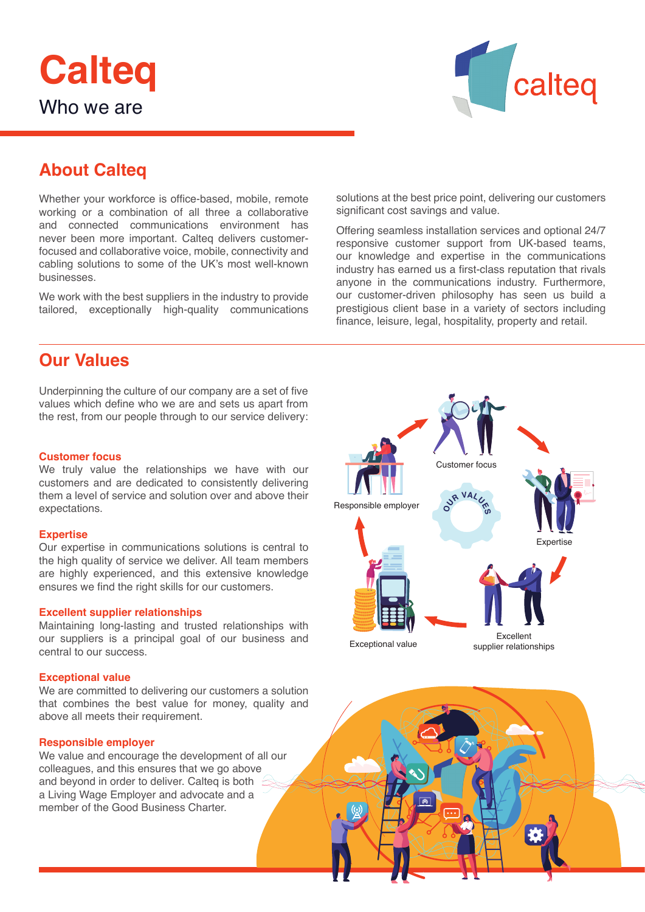# Calteq

Who we are

## About Calteq

Whether your workforce is office-based, mobile, remote working or a combination of all three a collaborative and connected communications environment has never been more important. Calteq delivers customer-focused and collaborative voice, mobile, connectivity and cabling solutions to some of the UK's most well-known businesses.

We work with the best suppliers in the industry to provide tailored, exceptionally high-quality communications solutions at the best price point, delivering our customers significant cost savings and value.

Offering seamless installation services and optional 24/7 responsive customer support from UK-based teams, our knowledge and expertise in the communications industry has earned us a first-class reputation that rivals anyone in the communications industry. Furthermore, our customer-driven philosophy has seen us build a prestigious client base in a variety of sectors including finance, leisure, legal, hospitality, property and retail.

## Our Values

Underpinning the culture of our company are a set of five values which define who we are and sets us apart from the rest, from our people through to our service delivery:

### Customer focus

We truly value the relationships we have with our customers and are dedicated to consistently delivering them a level of service and solution over and above their expectations.

### Expertise

Our expertise in communications solutions is central to the high quality of service we deliver. All team members are highly experienced, and this extensive knowledge ensures we find the right skills for our customers.

### Excellent supplier relationships

Maintaining long-lasting and trusted relationships with our suppliers is a principal goal of our business and central to our success.

### Exceptional value

We are committed to delivering our customers a solution that combines the best value for money, quality and above all meets their requirement.

### Responsible employer

We value and encourage the development of all our colleagues, and this ensures that we go above and beyond in order to deliver. Calteq is both a Living Wage Employer and advocate and a member of the Good Business Charter.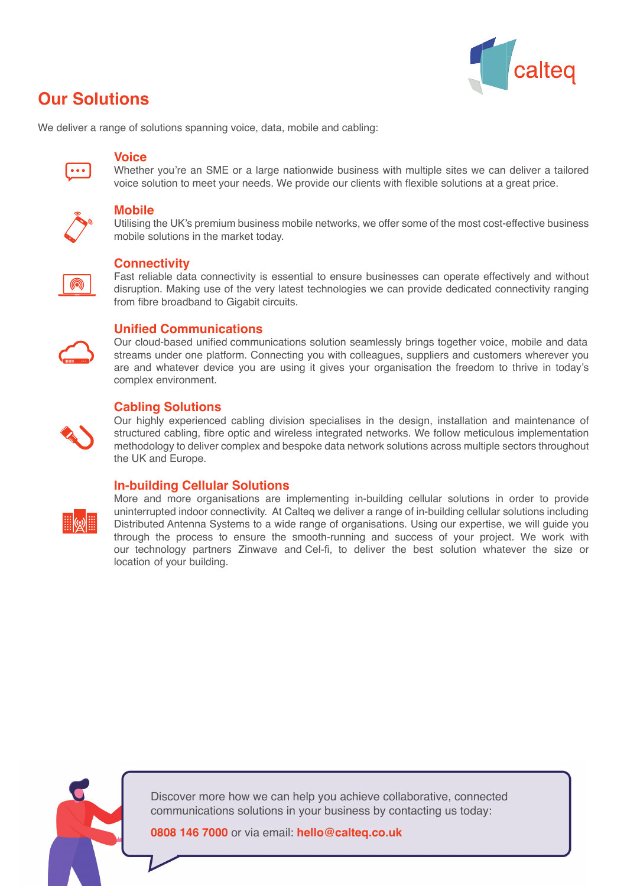## Our Solutions

We deliver a range of solutions spanning voice, data, mobile and cabling:

### Voice

Whether you're an SME or a large nationwide business with multiple sites we can deliver a tailored voice solution to meet your needs. We provide our clients with flexible solutions at a great price.

### Mobile

Utilising the UK's premium business mobile networks, we offer some of the most cost-effective business mobile solutions in the market today.

### Connectivity

Fast reliable data connectivity is essential to ensure businesses can operate effectively and without disruption. Making use of the very latest technologies we can provide dedicated connectivity ranging from fibre broadband to Gigabit circuits.

### Unified Communications

Our cloud-based unified communications solution seamlessly brings together voice, mobile and data streams under one platform. Connecting you with colleagues, suppliers and customers wherever you are and whatever device you are using it gives your organisation the freedom to thrive in today's complex environment.

### Cabling Solutions

Our highly experienced cabling division specialises in the design, installation and maintenance of structured cabling, fibre optic and wireless integrated networks. We follow meticulous implementation methodology to deliver complex and bespoke data network solutions across multiple sectors throughout the UK and Europe.

### In-building Cellular Solutions

More and more organisations are implementing in-building cellular solutions in order to provide uninterrupted indoor connectivity. At Calteq we deliver a range of in-building cellular solutions including Distributed Antenna Systems to a wide range of organisations. Using our expertise, we will guide you through the process to ensure the smooth-running and success of your project. We work with our technology partners Zinwave and Cel-fi, to deliver the best solution whatever the size or location of your building.

Discover more how we can help you achieve collaborative, connected communications solutions in your business by contacting us today:

**0808 146 7000** or via email: **hello@calteq.co.uk**